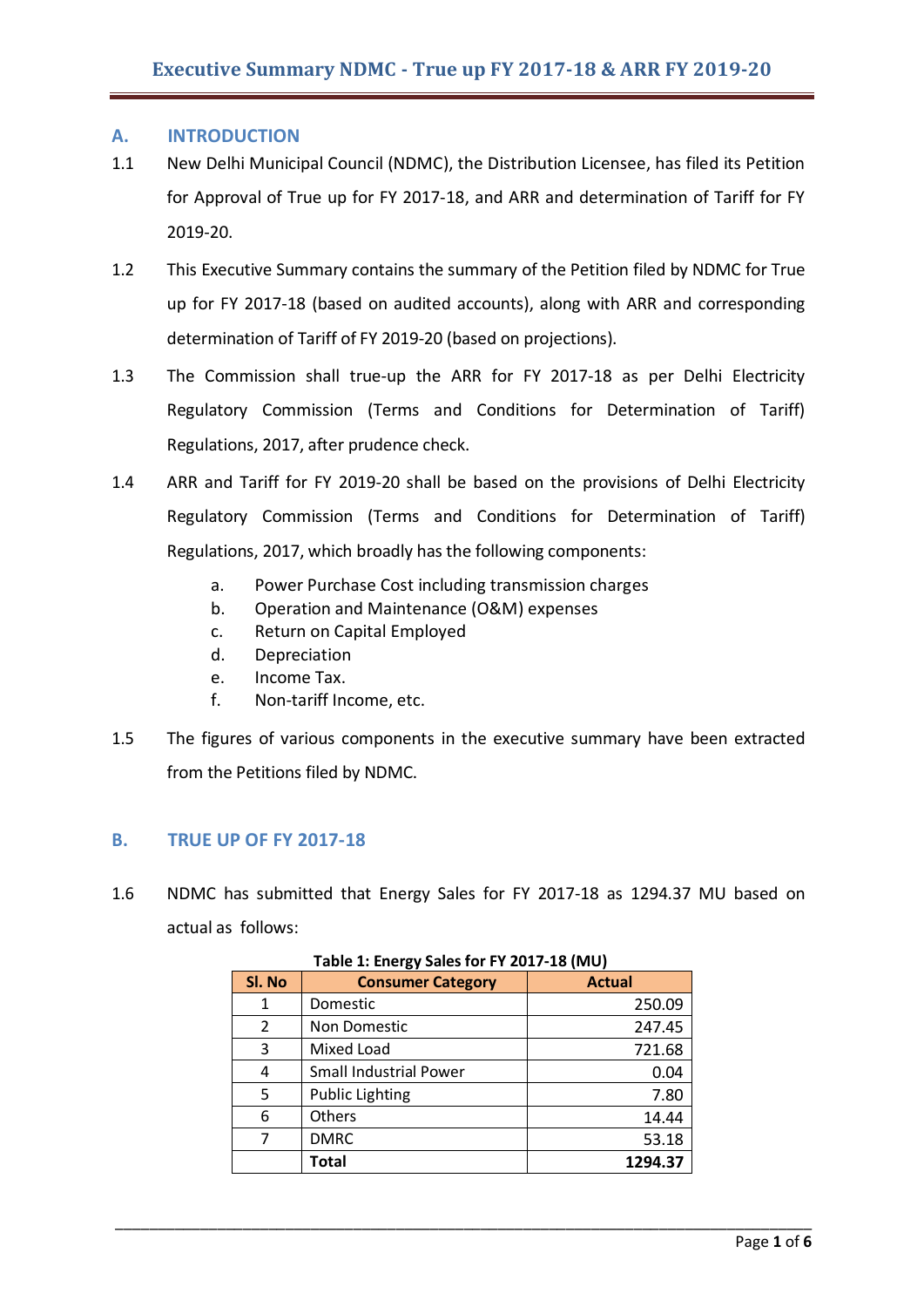# Executive Summary NDMC - True up FY 2017-18 & ARR FY 2019-20

## A. INTRODUCTION

1.1 New Delhi Municipal Council (NDMC), the Distribution Licensee, has filed its Petition for Approval of True up for FY 2017-18, and ARR and determination of Tariff for FY 2019-20.

1.2 This Executive Summary contains the summary of the Petition filed by NDMC for True up for FY 2017-18 (based on audited accounts), along with ARR and corresponding determination of Tariff of FY 2019-20 (based on projections).

1.3 The Commission shall true-up the ARR for FY 2017-18 as per Delhi Electricity Regulatory Commission (Terms and Conditions for Determination of Tariff) Regulations, 2017, after prudence check.

1.4 ARR and Tariff for FY 2019-20 shall be based on the provisions of Delhi Electricity Regulatory Commission (Terms and Conditions for Determination of Tariff) Regulations, 2017, which broadly has the following components:

a. Power Purchase Cost including transmission charges
b. Operation and Maintenance (O&M) expenses
c. Return on Capital Employed
d. Depreciation
e. Income Tax.
f. Non-tariff Income, etc.

1.5 The figures of various components in the executive summary have been extracted from the Petitions filed by NDMC.

## B. TRUE UP OF FY 2017-18

1.6 NDMC has submitted that Energy Sales for FY 2017-18 as 1294.37 MU based on actual as follows:

**Table 1: Energy Sales for FY 2017-18 (MU)**

| Sl. No | Consumer Category | Actual |
|---|---|---|
| 1 | Domestic | 250.09 |
| 2 | Non Domestic | 247.45 |
| 3 | Mixed Load | 721.68 |
| 4 | Small Industrial Power | 0.04 |
| 5 | Public Lighting | 7.80 |
| 6 | Others | 14.44 |
| 7 | DMRC | 53.18 |
| | **Total** | **1294.37** |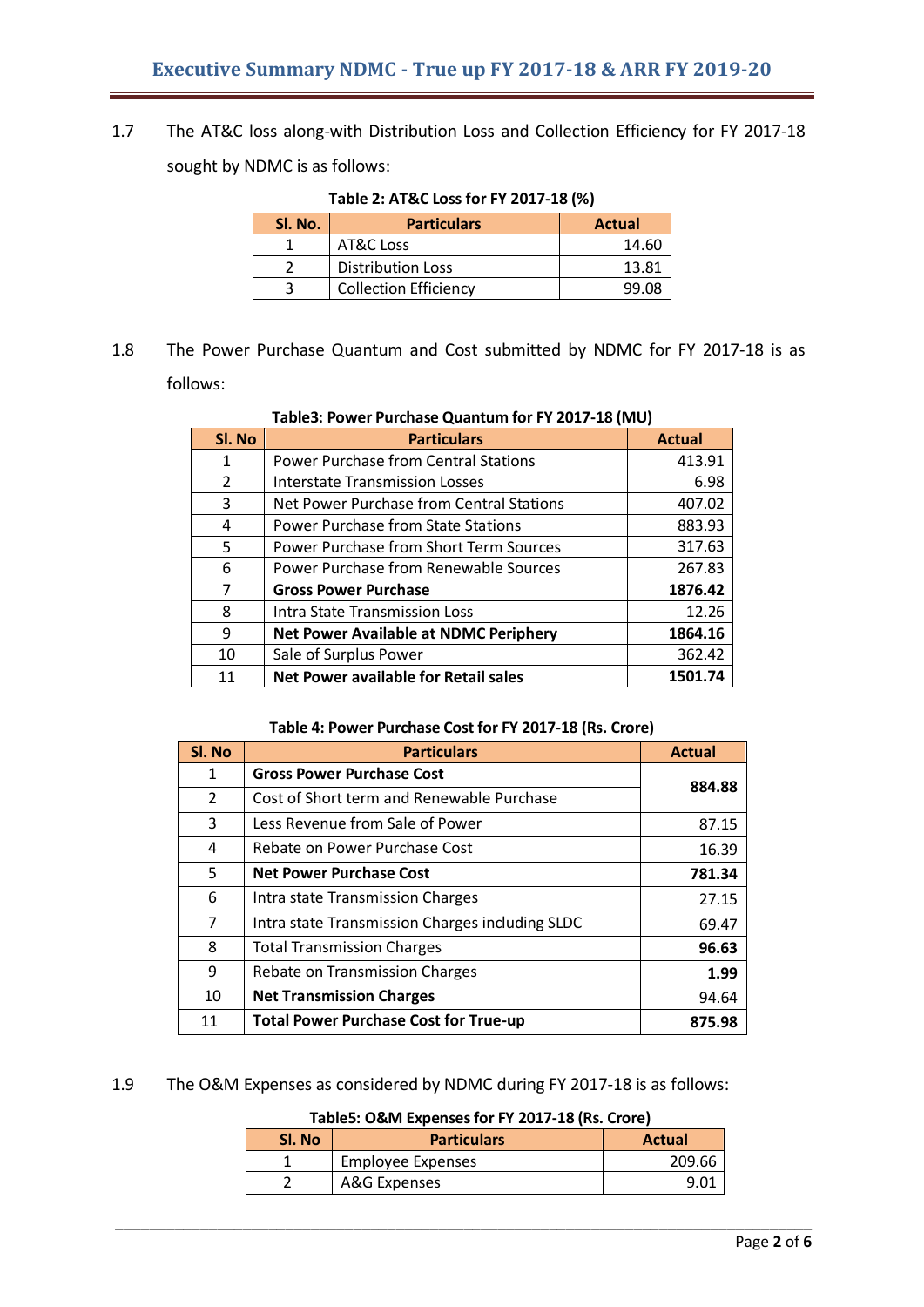1.7 The AT&C loss along-with Distribution Loss and Collection Efficiency for FY 2017-18 sought by NDMC is as follows:

**Table 2: AT&C Loss for FY 2017-18 (%)**

| Sl. No. | Particulars | Actual |
|---|---|---|
| 1 | AT&C Loss | 14.60 |
| 2 | Distribution Loss | 13.81 |
| 3 | Collection Efficiency | 99.08 |

1.8 The Power Purchase Quantum and Cost submitted by NDMC for FY 2017-18 is as follows:

**Table3: Power Purchase Quantum for FY 2017-18 (MU)**

| Sl. No | Particulars | Actual |
|---|---|---|
| 1 | Power Purchase from Central Stations | 413.91 |
| 2 | Interstate Transmission Losses | 6.98 |
| 3 | Net Power Purchase from Central Stations | 407.02 |
| 4 | Power Purchase from State Stations | 883.93 |
| 5 | Power Purchase from Short Term Sources | 317.63 |
| 6 | Power Purchase from Renewable Sources | 267.83 |
| 7 | **Gross Power Purchase** | **1876.42** |
| 8 | Intra State Transmission Loss | 12.26 |
| 9 | **Net Power Available at NDMC Periphery** | **1864.16** |
| 10 | Sale of Surplus Power | 362.42 |
| 11 | **Net Power available for Retail sales** | **1501.74** |

**Table 4: Power Purchase Cost for FY 2017-18 (Rs. Crore)**

| Sl. No | Particulars | Actual |
|---|---|---|
| 1 | **Gross Power Purchase Cost** | **884.88** |
| 2 | Cost of Short term and Renewable Purchase | |
| 3 | Less Revenue from Sale of Power | 87.15 |
| 4 | Rebate on Power Purchase Cost | 16.39 |
| 5 | **Net Power Purchase Cost** | **781.34** |
| 6 | Intra state Transmission Charges | 27.15 |
| 7 | Intra state Transmission Charges including SLDC | 69.47 |
| 8 | Total Transmission Charges | **96.63** |
| 9 | Rebate on Transmission Charges | **1.99** |
| 10 | **Net Transmission Charges** | 94.64 |
| 11 | **Total Power Purchase Cost for True-up** | **875.98** |

1.9 The O&M Expenses as considered by NDMC during FY 2017-18 is as follows:

**Table5: O&M Expenses for FY 2017-18 (Rs. Crore)**

| Sl. No | Particulars | Actual |
|---|---|---|
| 1 | Employee Expenses | 209.66 |
| 2 | A&G Expenses | 9.01 |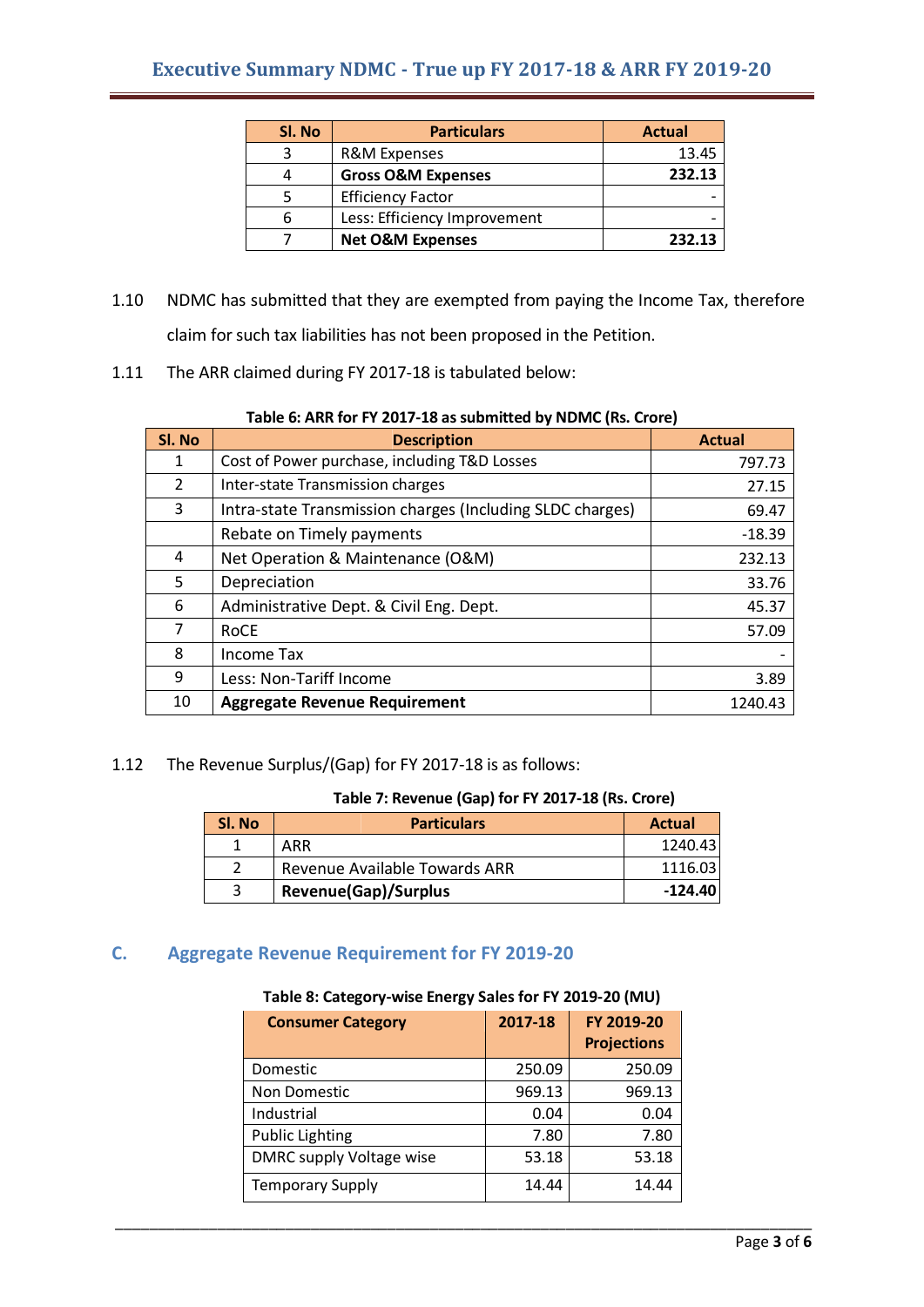| Sl. No | Particulars | Actual |
|---|---|---|
| 3 | R&M Expenses | 13.45 |
| 4 | **Gross O&M Expenses** | **232.13** |
| 5 | Efficiency Factor | - |
| 6 | Less: Efficiency Improvement | - |
| 7 | **Net O&M Expenses** | **232.13** |

1.10 NDMC has submitted that they are exempted from paying the Income Tax, therefore claim for such tax liabilities has not been proposed in the Petition.

1.11 The ARR claimed during FY 2017-18 is tabulated below:

**Table 6: ARR for FY 2017-18 as submitted by NDMC (Rs. Crore)**

| Sl. No | Description | Actual |
|---|---|---|
| 1 | Cost of Power purchase, including T&D Losses | 797.73 |
| 2 | Inter-state Transmission charges | 27.15 |
| 3 | Intra-state Transmission charges (Including SLDC charges) | 69.47 |
| | Rebate on Timely payments | -18.39 |
| 4 | Net Operation & Maintenance (O&M) | 232.13 |
| 5 | Depreciation | 33.76 |
| 6 | Administrative Dept. & Civil Eng. Dept. | 45.37 |
| 7 | RoCE | 57.09 |
| 8 | Income Tax | - |
| 9 | Less: Non-Tariff Income | 3.89 |
| 10 | **Aggregate Revenue Requirement** | 1240.43 |

1.12 The Revenue Surplus/(Gap) for FY 2017-18 is as follows:

**Table 7: Revenue (Gap) for FY 2017-18 (Rs. Crore)**

| Sl. No | Particulars | Actual |
|---|---|---|
| 1 | ARR | 1240.43 |
| 2 | Revenue Available Towards ARR | 1116.03 |
| 3 | **Revenue(Gap)/Surplus** | **-124.40** |

## C. Aggregate Revenue Requirement for FY 2019-20

**Table 8: Category-wise Energy Sales for FY 2019-20 (MU)**

| Consumer Category | 2017-18 | FY 2019-20 Projections |
|---|---|---|
| Domestic | 250.09 | 250.09 |
| Non Domestic | 969.13 | 969.13 |
| Industrial | 0.04 | 0.04 |
| Public Lighting | 7.80 | 7.80 |
| DMRC supply Voltage wise | 53.18 | 53.18 |
| Temporary Supply | 14.44 | 14.44 |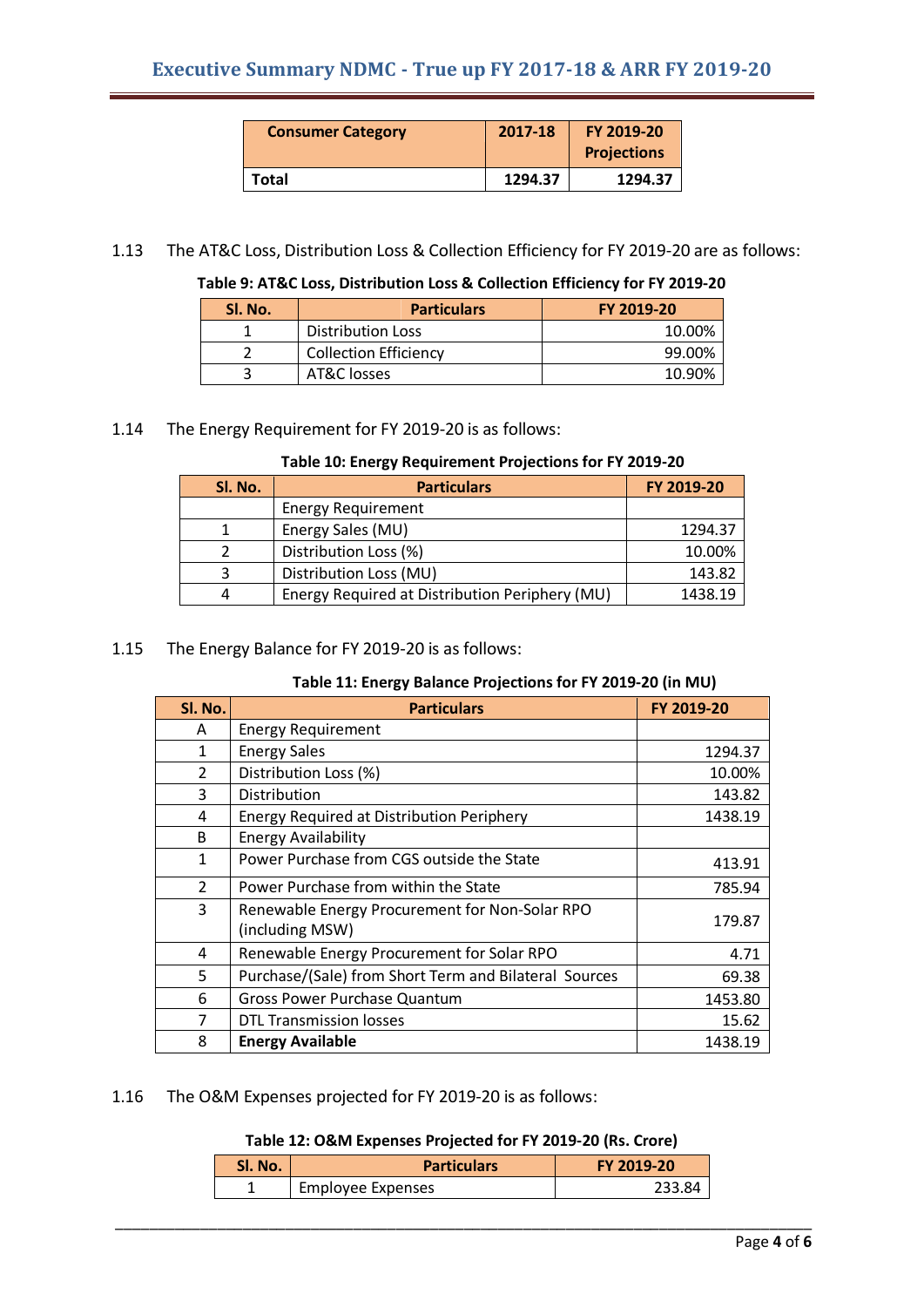| Consumer Category | 2017-18 | FY 2019-20 Projections |
|---|---|---|
| Total | 1294.37 | 1294.37 |

1.13 The AT&C Loss, Distribution Loss & Collection Efficiency for FY 2019-20 are as follows:

**Table 9: AT&C Loss, Distribution Loss & Collection Efficiency for FY 2019-20**

| Sl. No. | Particulars | FY 2019-20 |
|---|---|---|
| 1 | Distribution Loss | 10.00% |
| 2 | Collection Efficiency | 99.00% |
| 3 | AT&C losses | 10.90% |

1.14 The Energy Requirement for FY 2019-20 is as follows:

**Table 10: Energy Requirement Projections for FY 2019-20**

| Sl. No. | Particulars | FY 2019-20 |
|---|---|---|
| | Energy Requirement | |
| 1 | Energy Sales (MU) | 1294.37 |
| 2 | Distribution Loss (%) | 10.00% |
| 3 | Distribution Loss (MU) | 143.82 |
| 4 | Energy Required at Distribution Periphery (MU) | 1438.19 |

1.15 The Energy Balance for FY 2019-20 is as follows:

**Table 11: Energy Balance Projections for FY 2019-20 (in MU)**

| Sl. No. | Particulars | FY 2019-20 |
|---|---|---|
| A | Energy Requirement | |
| 1 | Energy Sales | 1294.37 |
| 2 | Distribution Loss (%) | 10.00% |
| 3 | Distribution | 143.82 |
| 4 | Energy Required at Distribution Periphery | 1438.19 |
| B | Energy Availability | |
| 1 | Power Purchase from CGS outside the State | 413.91 |
| 2 | Power Purchase from within the State | 785.94 |
| 3 | Renewable Energy Procurement for Non-Solar RPO (including MSW) | 179.87 |
| 4 | Renewable Energy Procurement for Solar RPO | 4.71 |
| 5 | Purchase/(Sale) from Short Term and Bilateral Sources | 69.38 |
| 6 | Gross Power Purchase Quantum | 1453.80 |
| 7 | DTL Transmission losses | 15.62 |
| 8 | **Energy Available** | 1438.19 |

1.16 The O&M Expenses projected for FY 2019-20 is as follows:

**Table 12: O&M Expenses Projected for FY 2019-20 (Rs. Crore)**

| Sl. No. | Particulars | FY 2019-20 |
|---|---|---|
| 1 | Employee Expenses | 233.84 |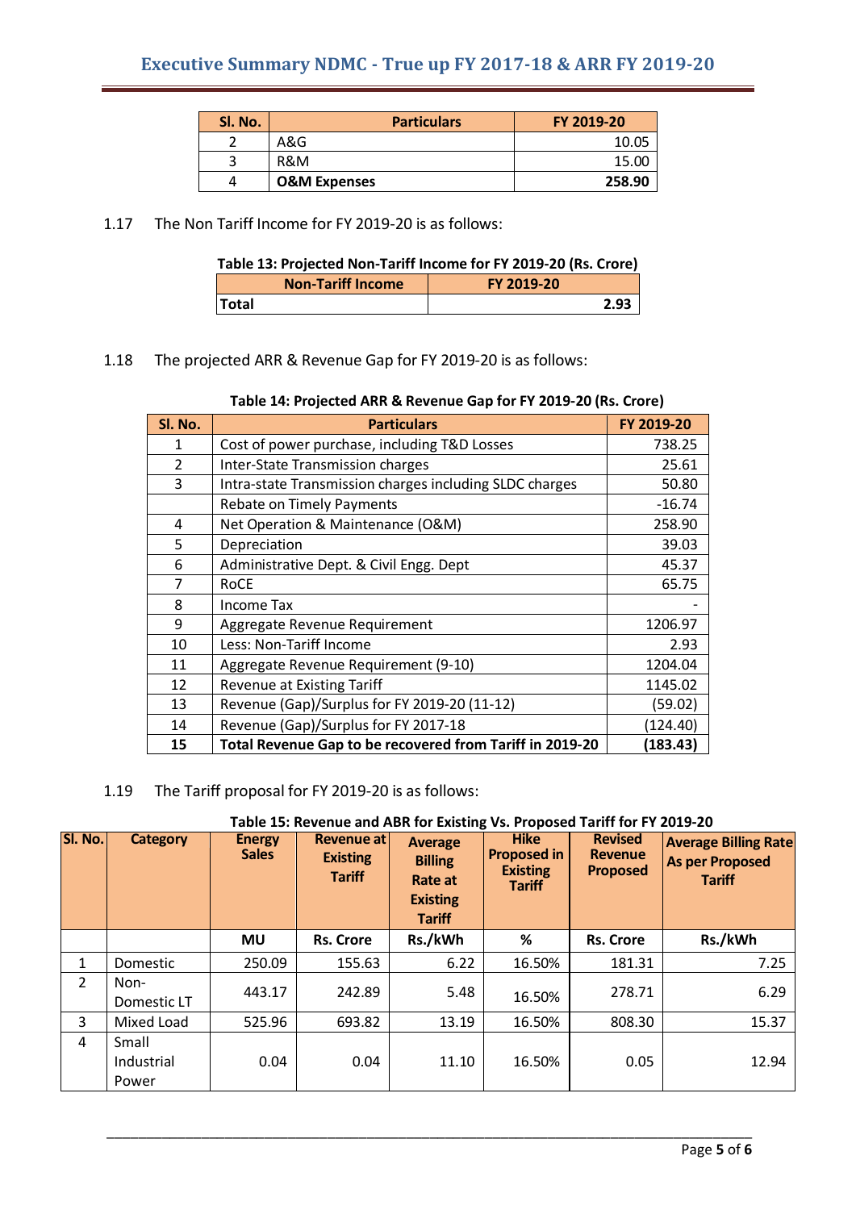| Sl. No. | Particulars | FY 2019-20 |
|---|---|---|
| 2 | A&G | 10.05 |
| 3 | R&M | 15.00 |
| 4 | **O&M Expenses** | **258.90** |

1.17 The Non Tariff Income for FY 2019-20 is as follows:

**Table 13: Projected Non-Tariff Income for FY 2019-20 (Rs. Crore)**

| Non-Tariff Income | FY 2019-20 |
|---|---|
| **Total** | **2.93** |

1.18 The projected ARR & Revenue Gap for FY 2019-20 is as follows:

**Table 14: Projected ARR & Revenue Gap for FY 2019-20 (Rs. Crore)**

| Sl. No. | Particulars | FY 2019-20 |
|---|---|---|
| 1 | Cost of power purchase, including T&D Losses | 738.25 |
| 2 | Inter-State Transmission charges | 25.61 |
| 3 | Intra-state Transmission charges including SLDC charges | 50.80 |
| | Rebate on Timely Payments | -16.74 |
| 4 | Net Operation & Maintenance (O&M) | 258.90 |
| 5 | Depreciation | 39.03 |
| 6 | Administrative Dept. & Civil Engg. Dept | 45.37 |
| 7 | RoCE | 65.75 |
| 8 | Income Tax | - |
| 9 | Aggregate Revenue Requirement | 1206.97 |
| 10 | Less: Non-Tariff Income | 2.93 |
| 11 | Aggregate Revenue Requirement (9-10) | 1204.04 |
| 12 | Revenue at Existing Tariff | 1145.02 |
| 13 | Revenue (Gap)/Surplus for FY 2019-20 (11-12) | (59.02) |
| 14 | Revenue (Gap)/Surplus for FY 2017-18 | (124.40) |
| **15** | **Total Revenue Gap to be recovered from Tariff in 2019-20** | **(183.43)** |

1.19 The Tariff proposal for FY 2019-20 is as follows:

**Table 15: Revenue and ABR for Existing Vs. Proposed Tariff for FY 2019-20**

| Sl. No. | Category | Energy Sales | Revenue at Existing Tariff | Average Billing Rate at Existing Tariff | Hike Proposed in Existing Tariff | Revised Revenue Proposed | Average Billing Rate As per Proposed Tariff |
|---|---|---|---|---|---|---|---|
| | | MU | Rs. Crore | Rs./kWh | % | Rs. Crore | Rs./kWh |
| 1 | Domestic | 250.09 | 155.63 | 6.22 | 16.50% | 181.31 | 7.25 |
| 2 | Non-Domestic LT | 443.17 | 242.89 | 5.48 | 16.50% | 278.71 | 6.29 |
| 3 | Mixed Load | 525.96 | 693.82 | 13.19 | 16.50% | 808.30 | 15.37 |
| 4 | Small Industrial Power | 0.04 | 0.04 | 11.10 | 16.50% | 0.05 | 12.94 |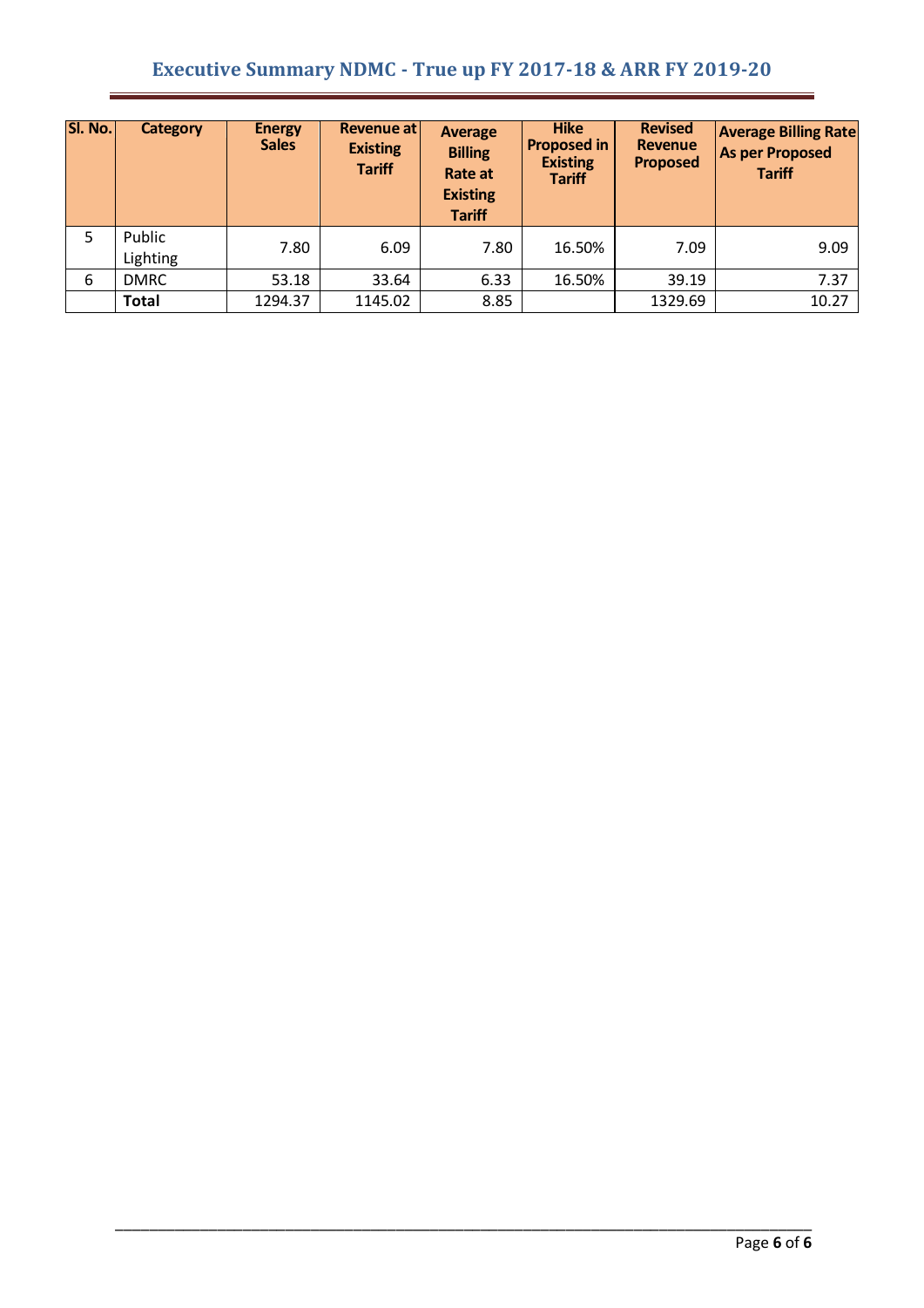| Sl. No. | Category | Energy Sales | Revenue at Existing Tariff | Average Billing Rate at Existing Tariff | Hike Proposed in Existing Tariff | Revised Revenue Proposed | Average Billing Rate As per Proposed Tariff |
|---|---|---|---|---|---|---|---|
| 5 | Public Lighting | 7.80 | 6.09 | 7.80 | 16.50% | 7.09 | 9.09 |
| 6 | DMRC | 53.18 | 33.64 | 6.33 | 16.50% | 39.19 | 7.37 |
| | **Total** | 1294.37 | 1145.02 | 8.85 | | 1329.69 | 10.27 |